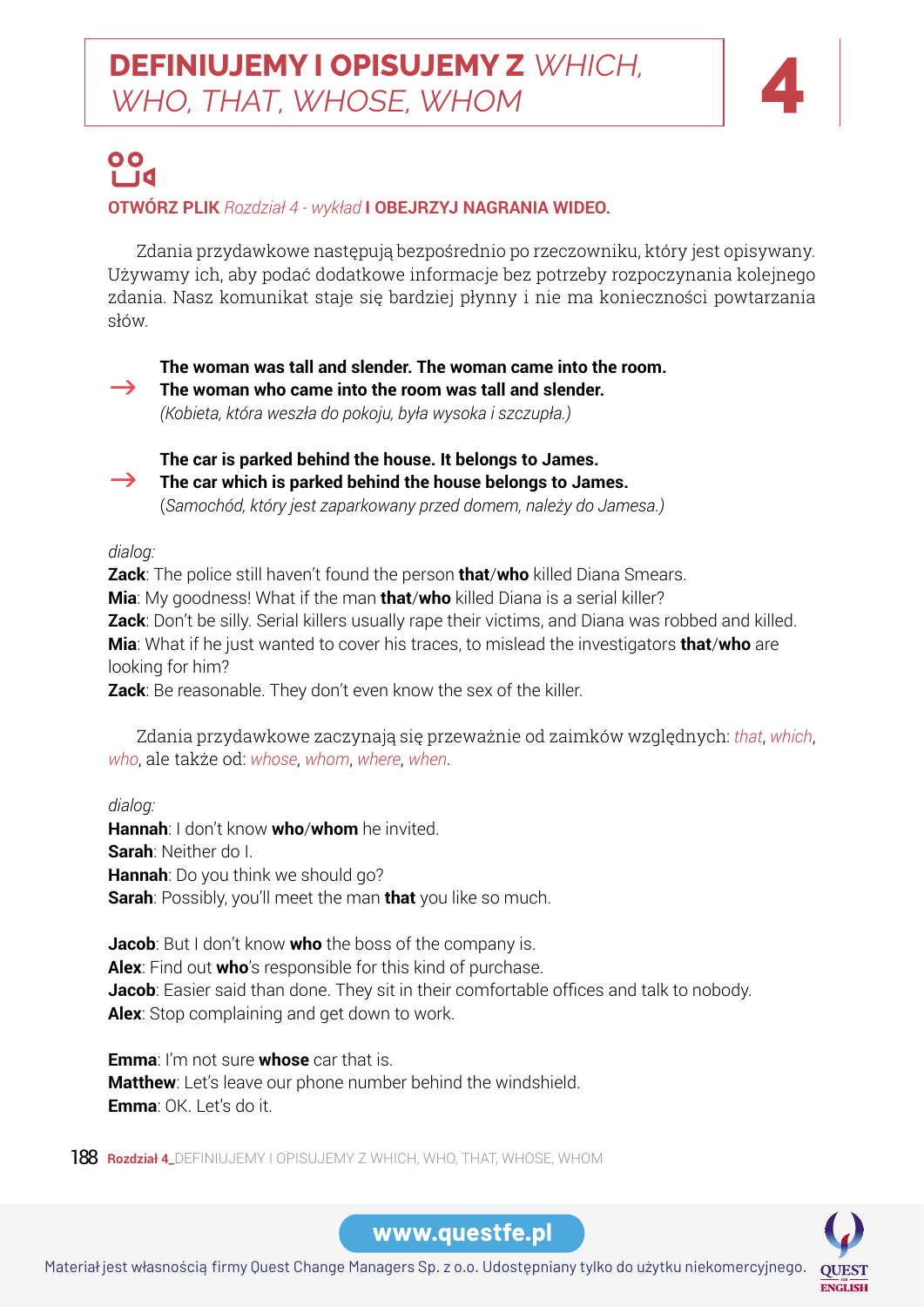# **DEFINIUJEMY I OPISUJEMY Z** *WHICH, WHO, THAT, WHOSE, WHOM*

**4**

**OTWÓRZ PLIK** *Rozdział 4 - wykład* **I OBEJRZYJ NAGRANIA WIDEO.**

Zdania przydawkowe następują bezpośrednio po rzeczowniku, który jest opisywany. Używamy ich, aby podać dodatkowe informacje bez potrzeby rozpoczynania kolejnego zdania. Nasz komunikat staje się bardziej płynny i nie ma konieczności powtarzania słów.

**The woman was tall and slender. The woman came into the room.**
→ **The woman who came into the room was tall and slender.**
*(Kobieta, która weszła do pokoju, była wysoka i szczupła.)*

**The car is parked behind the house. It belongs to James.**
→ **The car which is parked behind the house belongs to James.**
(*Samochód, który jest zaparkowany przed domem, należy do Jamesa.)*

*dialog:*
**Zack**: The police still haven't found the person **that**/**who** killed Diana Smears.
**Mia**: My goodness! What if the man **that**/**who** killed Diana is a serial killer?
**Zack**: Don't be silly. Serial killers usually rape their victims, and Diana was robbed and killed.
**Mia**: What if he just wanted to cover his traces, to mislead the investigators **that**/**who** are looking for him?
**Zack**: Be reasonable. They don't even know the sex of the killer.

Zdania przydawkowe zaczynają się przeważnie od zaimków względnych: *that*, *which*, *who*, ale także od: *whose*, *whom*, *where*, *when*.

*dialog:*
**Hannah**: I don't know **who**/**whom** he invited.
**Sarah**: Neither do I.
**Hannah**: Do you think we should go?
**Sarah**: Possibly, you'll meet the man **that** you like so much.

**Jacob**: But I don't know **who** the boss of the company is.
**Alex**: Find out **who**'s responsible for this kind of purchase.
**Jacob**: Easier said than done. They sit in their comfortable offices and talk to nobody.
**Alex**: Stop complaining and get down to work.

**Emma**: I'm not sure **whose** car that is.
**Matthew**: Let's leave our phone number behind the windshield.
**Emma**: OK. Let's do it.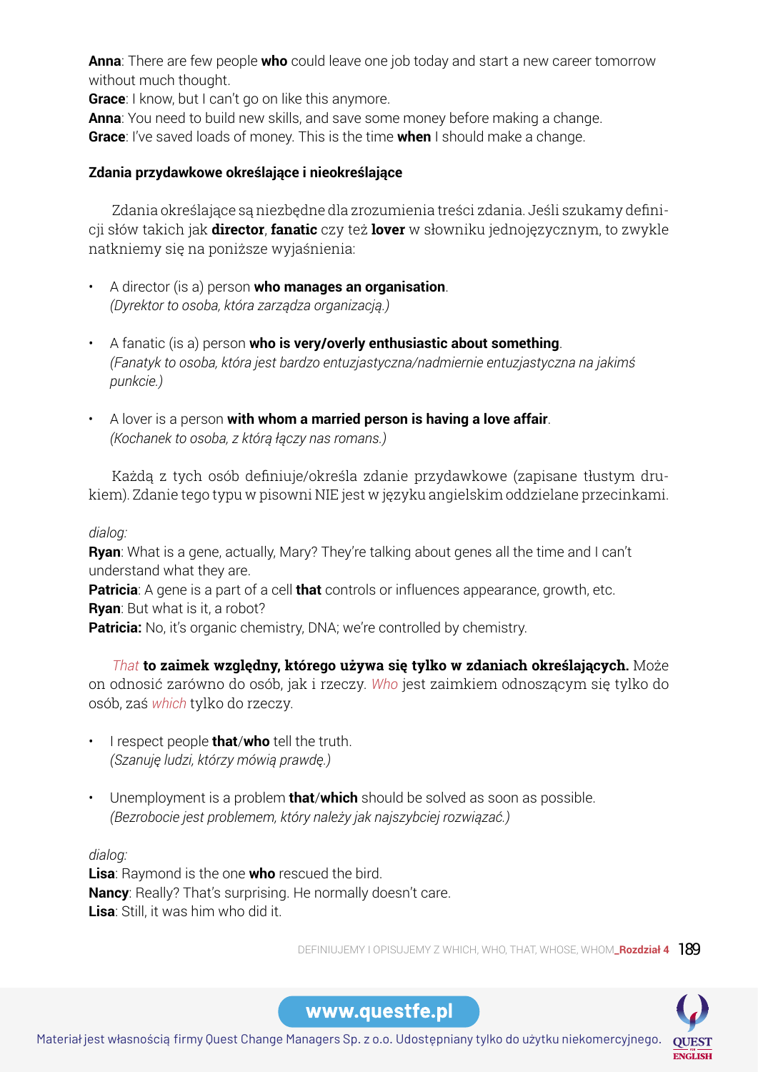**Anna**: There are few people **who** could leave one job today and start a new career tomorrow without much thought.
**Grace**: I know, but I can't go on like this anymore.
**Anna**: You need to build new skills, and save some money before making a change.
**Grace**: I've saved loads of money. This is the time **when** I should make a change.

### Zdania przydawkowe określające i nieokreślające

Zdania określające są niezbędne dla zrozumienia treści zdania. Jeśli szukamy definicji słów takich jak **director**, **fanatic** czy też **lover** w słowniku jednojęzycznym, to zwykle natkniemy się na poniższe wyjaśnienia:

- A director (is a) person **who manages an organisation**.
  *(Dyrektor to osoba, która zarządza organizacją.)*

- A fanatic (is a) person **who is very/overly enthusiastic about something**.
  *(Fanatyk to osoba, która jest bardzo entuzjastyczna/nadmiernie entuzjastyczna na jakimś punkcie.)*

- A lover is a person **with whom a married person is having a love affair**.
  *(Kochanek to osoba, z którą łączy nas romans.)*

Każdą z tych osób definiuje/określa zdanie przydawkowe (zapisane tłustym drukiem). Zdanie tego typu w pisowni NIE jest w języku angielskim oddzielane przecinkami.

*dialog:*
**Ryan**: What is a gene, actually, Mary? They're talking about genes all the time and I can't understand what they are.
**Patricia**: A gene is a part of a cell **that** controls or influences appearance, growth, etc.
**Ryan**: But what is it, a robot?
**Patricia:** No, it's organic chemistry, DNA; we're controlled by chemistry.

*That* **to zaimek względny, którego używa się tylko w zdaniach określających.** Może on odnosić zarówno do osób, jak i rzeczy. *Who* jest zaimkiem odnoszącym się tylko do osób, zaś *which* tylko do rzeczy.

- I respect people **that**/**who** tell the truth.
  *(Szanuję ludzi, którzy mówią prawdę.)*

- Unemployment is a problem **that**/**which** should be solved as soon as possible.
  *(Bezrobocie jest problemem, który należy jak najszybciej rozwiązać.)*

*dialog:*
**Lisa**: Raymond is the one **who** rescued the bird.
**Nancy**: Really? That's surprising. He normally doesn't care.
**Lisa**: Still, it was him who did it.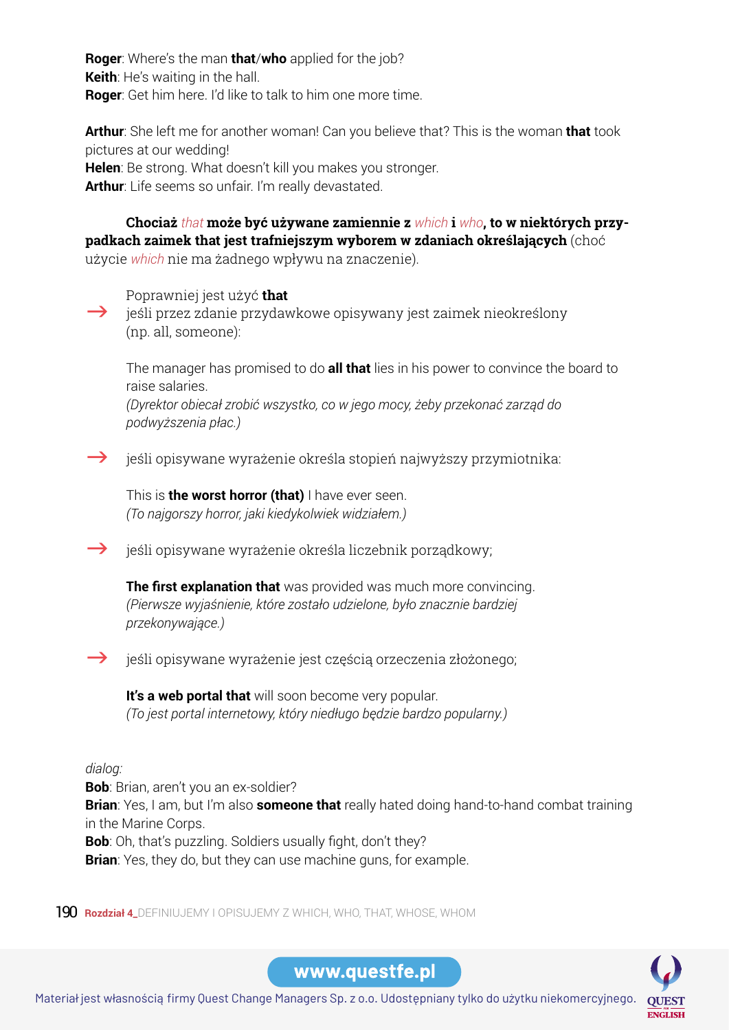**Roger**: Where's the man **that**/**who** applied for the job?
**Keith**: He's waiting in the hall.
**Roger**: Get him here. I'd like to talk to him one more time.

**Arthur**: She left me for another woman! Can you believe that? This is the woman **that** took pictures at our wedding!
**Helen**: Be strong. What doesn't kill you makes you stronger.
**Arthur**: Life seems so unfair. I'm really devastated.

**Chociaż** *that* **może być używane zamiennie z** *which* **i** *who***, to w niektórych przypadkach zaimek that jest trafniejszym wyborem w zdaniach określających** (choć użycie *which* nie ma żadnego wpływu na znaczenie).

→ Poprawniej jest użyć **that**
jeśli przez zdanie przydawkowe opisywany jest zaimek nieokreślony (np. all, someone):

The manager has promised to do **all that** lies in his power to convince the board to raise salaries.
*(Dyrektor obiecał zrobić wszystko, co w jego mocy, żeby przekonać zarząd do podwyższenia płac.)*

→ jeśli opisywane wyrażenie określa stopień najwyższy przymiotnika:

This is **the worst horror (that)** I have ever seen.
*(To najgorszy horror, jaki kiedykolwiek widziałem.)*

→ jeśli opisywane wyrażenie określa liczebnik porządkowy;

**The first explanation that** was provided was much more convincing.
*(Pierwsze wyjaśnienie, które zostało udzielone, było znacznie bardziej przekonywające.)*

→ jeśli opisywane wyrażenie jest częścią orzeczenia złożonego;

**It's a web portal that** will soon become very popular.
*(To jest portal internetowy, który niedługo będzie bardzo popularny.)*

*dialog:*
**Bob**: Brian, aren't you an ex-soldier?
**Brian**: Yes, I am, but I'm also **someone that** really hated doing hand-to-hand combat training in the Marine Corps.
**Bob**: Oh, that's puzzling. Soldiers usually fight, don't they?
**Brian**: Yes, they do, but they can use machine guns, for example.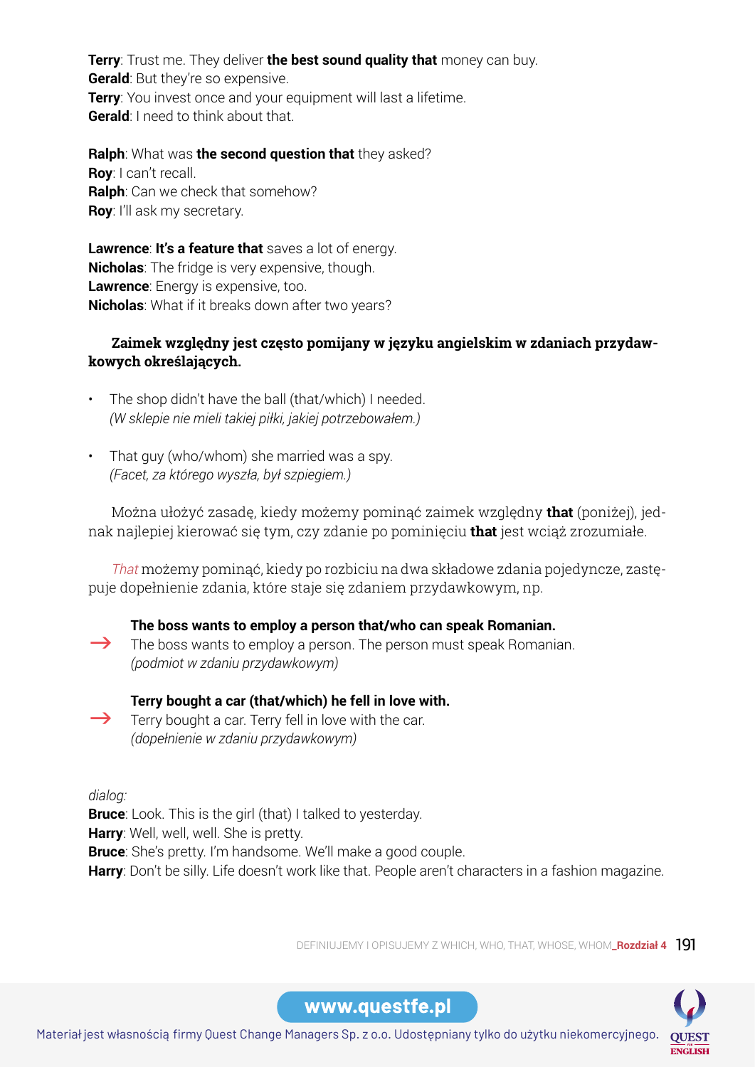**Terry**: Trust me. They deliver **the best sound quality that** money can buy.
**Gerald**: But they're so expensive.
**Terry**: You invest once and your equipment will last a lifetime.
**Gerald**: I need to think about that.

**Ralph**: What was **the second question that** they asked?
**Roy**: I can't recall.
**Ralph**: Can we check that somehow?
**Roy**: I'll ask my secretary.

**Lawrence**: **It's a feature that** saves a lot of energy.
**Nicholas**: The fridge is very expensive, though.
**Lawrence**: Energy is expensive, too.
**Nicholas**: What if it breaks down after two years?

**Zaimek względny jest często pomijany w języku angielskim w zdaniach przydawkowych określających.**

- The shop didn't have the ball (that/which) I needed.
  *(W sklepie nie mieli takiej piłki, jakiej potrzebowałem.)*

- That guy (who/whom) she married was a spy.
  *(Facet, za którego wyszła, był szpiegiem.)*

Można ułożyć zasadę, kiedy możemy pominąć zaimek względny **that** (poniżej), jednak najlepiej kierować się tym, czy zdanie po pominięciu **that** jest wciąż zrozumiałe.

*That* możemy pominąć, kiedy po rozbiciu na dwa składowe zdania pojedyncze, zastępuje dopełnienie zdania, które staje się zdaniem przydawkowym, np.

**The boss wants to employ a person that/who can speak Romanian.**
→ The boss wants to employ a person. The person must speak Romanian.
*(podmiot w zdaniu przydawkowym)*

**Terry bought a car (that/which) he fell in love with.**
→ Terry bought a car. Terry fell in love with the car.
*(dopełnienie w zdaniu przydawkowym)*

*dialog:*
**Bruce**: Look. This is the girl (that) I talked to yesterday.
**Harry**: Well, well, well. She is pretty.
**Bruce**: She's pretty. I'm handsome. We'll make a good couple.
**Harry**: Don't be silly. Life doesn't work like that. People aren't characters in a fashion magazine.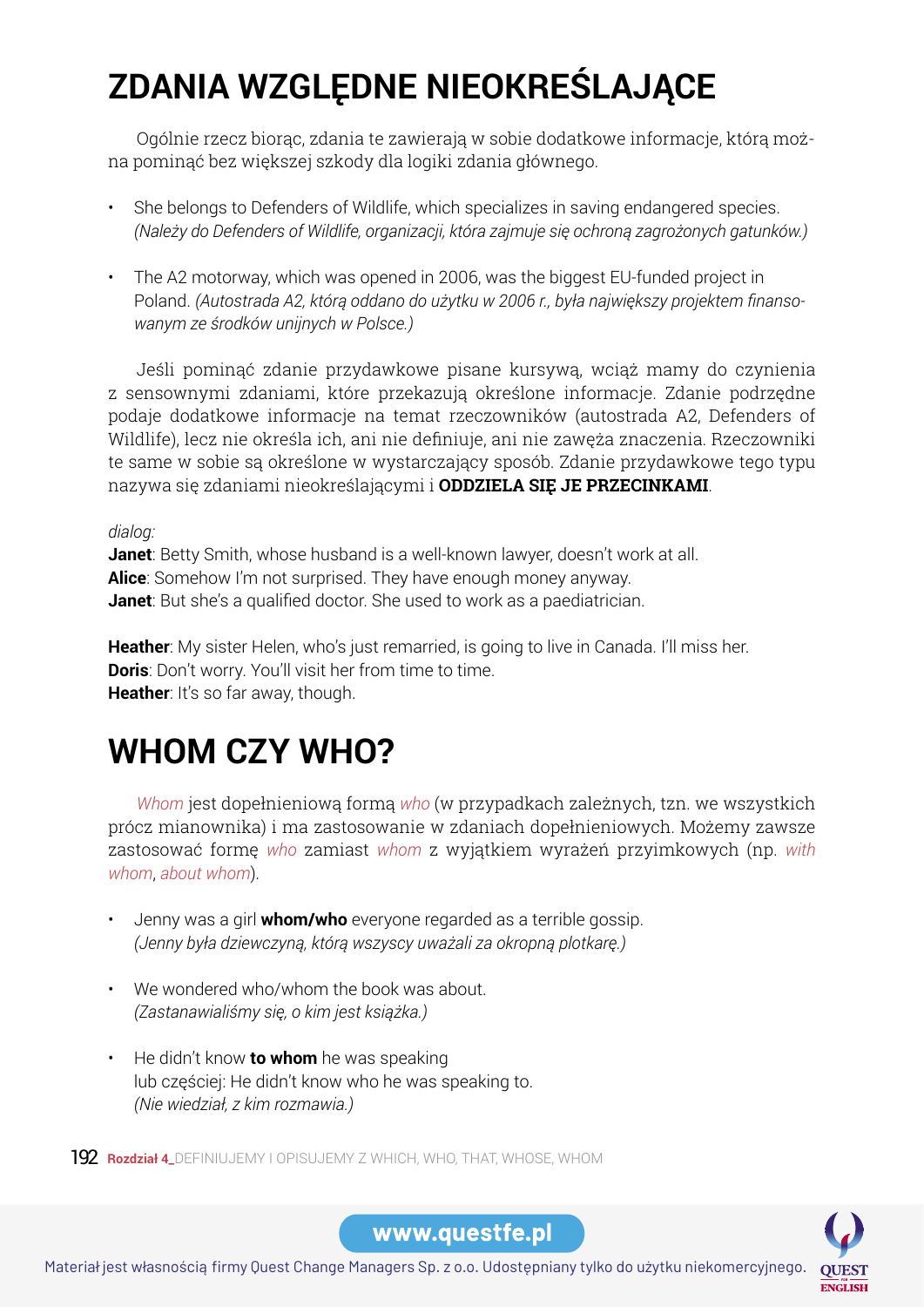# ZDANIA WZGLĘDNE NIEOKREŚLAJĄCE

Ogólnie rzecz biorąc, zdania te zawierają w sobie dodatkowe informacje, którą można pominąć bez większej szkody dla logiki zdania głównego.

- She belongs to Defenders of Wildlife, which specializes in saving endangered species. *(Należy do Defenders of Wildlife, organizacji, która zajmuje się ochroną zagrożonych gatunków.)*

- The A2 motorway, which was opened in 2006, was the biggest EU-funded project in Poland. *(Autostrada A2, którą oddano do użytku w 2006 r., była największy projektem finansowanym ze środków unijnych w Polsce.)*

Jeśli pominąć zdanie przydawkowe pisane kursywą, wciąż mamy do czynienia z sensownymi zdaniami, które przekazują określone informacje. Zdanie podrzędne podaje dodatkowe informacje na temat rzeczowników (autostrada A2, Defenders of Wildlife), lecz nie określa ich, ani nie definiuje, ani nie zawęża znaczenia. Rzeczowniki te same w sobie są określone w wystarczający sposób. Zdanie przydawkowe tego typu nazywa się zdaniami nieokreślającymi i **ODDZIELA SIĘ JE PRZECINKAMI**.

*dialog:*
**Janet**: Betty Smith, whose husband is a well-known lawyer, doesn't work at all.
**Alice**: Somehow I'm not surprised. They have enough money anyway.
**Janet**: But she's a qualified doctor. She used to work as a paediatrician.

**Heather**: My sister Helen, who's just remarried, is going to live in Canada. I'll miss her.
**Doris**: Don't worry. You'll visit her from time to time.
**Heather**: It's so far away, though.

# WHOM CZY WHO?

*Whom* jest dopełnieniową formą *who* (w przypadkach zależnych, tzn. we wszystkich prócz mianownika) i ma zastosowanie w zdaniach dopełnieniowych. Możemy zawsze zastosować formę *who* zamiast *whom* z wyjątkiem wyrażeń przyimkowych (np. *with whom*, *about whom*).

- Jenny was a girl **whom/who** everyone regarded as a terrible gossip.
  *(Jenny była dziewczyną, którą wszyscy uważali za okropną plotkarę.)*

- We wondered who/whom the book was about.
  *(Zastanawialiśmy się, o kim jest książka.)*

- He didn't know **to whom** he was speaking
  lub częściej: He didn't know who he was speaking to.
  *(Nie wiedział, z kim rozmawia.)*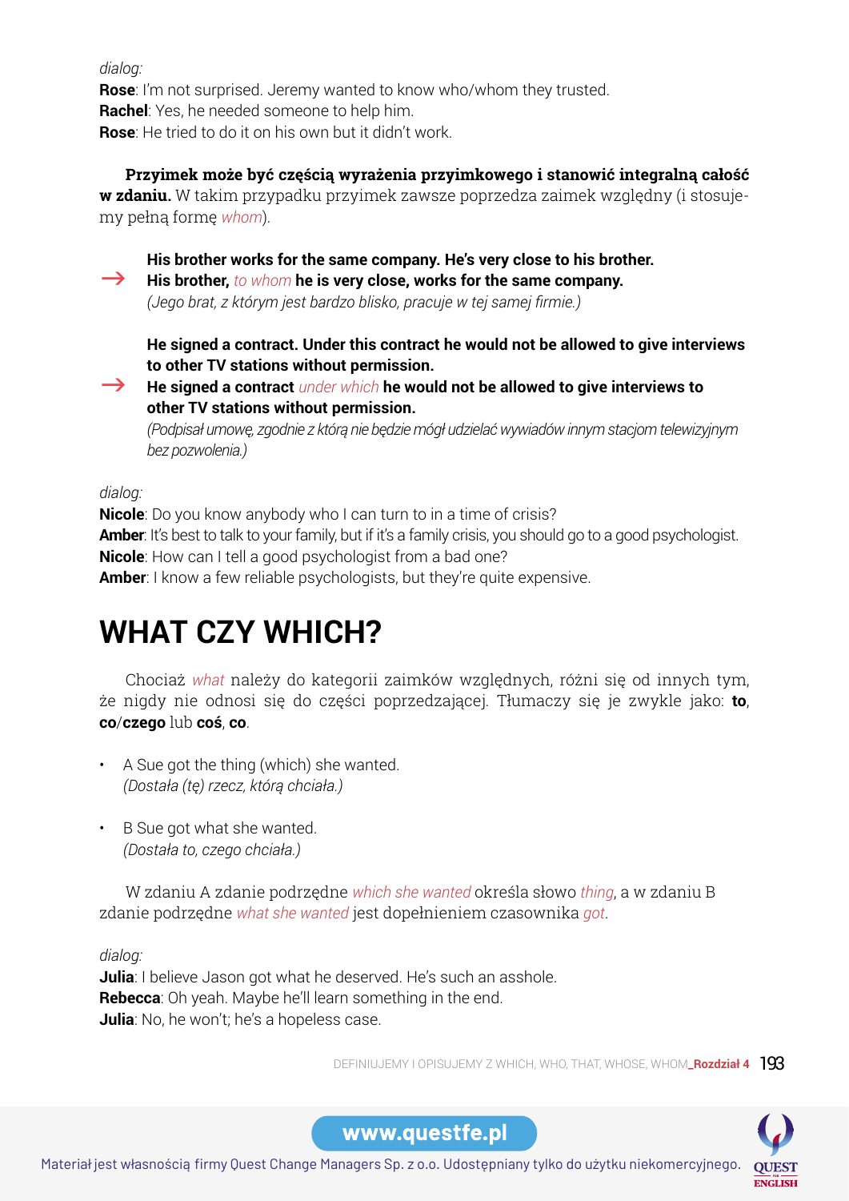*dialog:*
**Rose**: I'm not surprised. Jeremy wanted to know who/whom they trusted.
**Rachel**: Yes, he needed someone to help him.
**Rose**: He tried to do it on his own but it didn't work.

**Przyimek może być częścią wyrażenia przyimkowego i stanowić integralną całość w zdaniu.** W takim przypadku przyimek zawsze poprzedza zaimek względny (i stosujemy pełną formę *whom*).

**His brother works for the same company. He's very close to his brother.**
→ **His brother,** *to whom* **he is very close, works for the same company.**
*(Jego brat, z którym jest bardzo blisko, pracuje w tej samej firmie.)*

**He signed a contract. Under this contract he would not be allowed to give interviews to other TV stations without permission.**
→ **He signed a contract** *under which* **he would not be allowed to give interviews to other TV stations without permission.**
*(Podpisał umowę, zgodnie z którą nie będzie mógł udzielać wywiadów innym stacjom telewizyjnym bez pozwolenia.)*

*dialog:*
**Nicole**: Do you know anybody who I can turn to in a time of crisis?
**Amber**: It's best to talk to your family, but if it's a family crisis, you should go to a good psychologist.
**Nicole**: How can I tell a good psychologist from a bad one?
**Amber**: I know a few reliable psychologists, but they're quite expensive.

# WHAT CZY WHICH?

Chociaż *what* należy do kategorii zaimków względnych, różni się od innych tym, że nigdy nie odnosi się do części poprzedzającej. Tłumaczy się je zwykle jako: **to**, **co**/**czego** lub **coś**, **co**.

- A Sue got the thing (which) she wanted.
  *(Dostała (tę) rzecz, którą chciała.)*
- B Sue got what she wanted.
  *(Dostała to, czego chciała.)*

W zdaniu A zdanie podrzędne *which she wanted* określa słowo *thing*, a w zdaniu B zdanie podrzędne *what she wanted* jest dopełnieniem czasownika *got*.

*dialog:*
**Julia**: I believe Jason got what he deserved. He's such an asshole.
**Rebecca**: Oh yeah. Maybe he'll learn something in the end.
**Julia**: No, he won't; he's a hopeless case.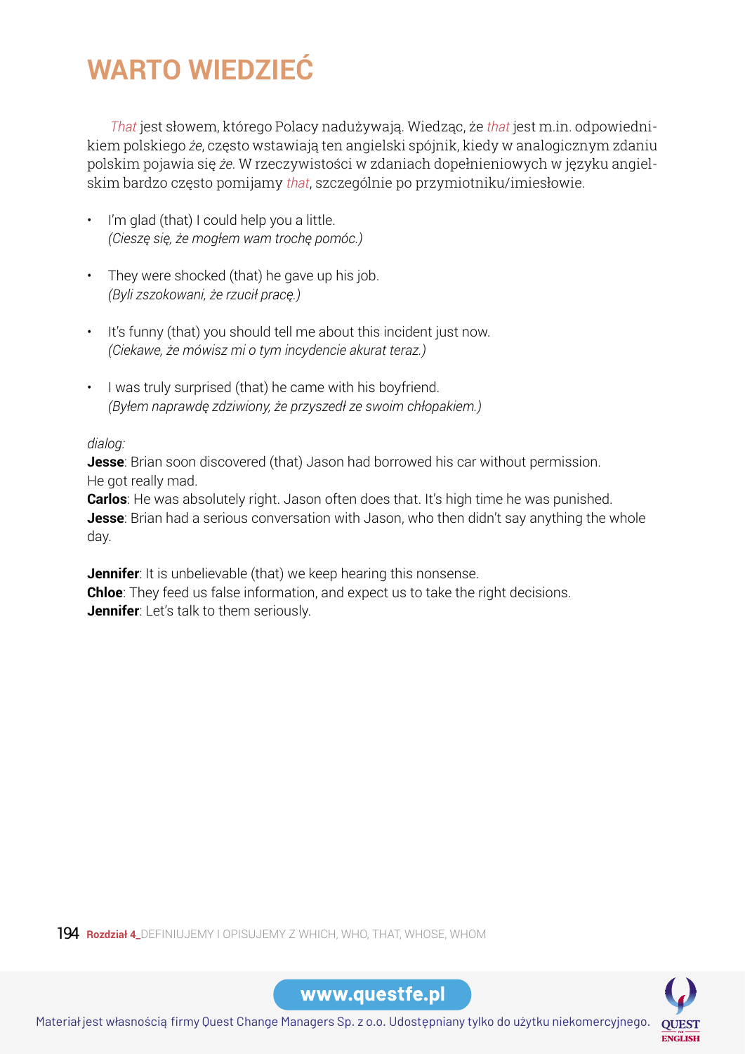# WARTO WIEDZIEĆ

*That* jest słowem, którego Polacy nadużywają. Wiedząc, że *that* jest m.in. odpowiednikiem polskiego *że*, często wstawiają ten angielski spójnik, kiedy w analogicznym zdaniu polskim pojawia się *że*. W rzeczywistości w zdaniach dopełnieniowych w języku angielskim bardzo często pomijamy *that*, szczególnie po przymiotniku/imiesłowie.

- I'm glad (that) I could help you a little.
  *(Cieszę się, że mogłem wam trochę pomóc.)*

- They were shocked (that) he gave up his job.
  *(Byli zszokowani, że rzucił pracę.)*

- It's funny (that) you should tell me about this incident just now.
  *(Ciekawe, że mówisz mi o tym incydencie akurat teraz.)*

- I was truly surprised (that) he came with his boyfriend.
  *(Byłem naprawdę zdziwiony, że przyszedł ze swoim chłopakiem.)*

*dialog:*

**Jesse**: Brian soon discovered (that) Jason had borrowed his car without permission. He got really mad.
**Carlos**: He was absolutely right. Jason often does that. It's high time he was punished.
**Jesse**: Brian had a serious conversation with Jason, who then didn't say anything the whole day.

**Jennifer**: It is unbelievable (that) we keep hearing this nonsense.
**Chloe**: They feed us false information, and expect us to take the right decisions.
**Jennifer**: Let's talk to them seriously.